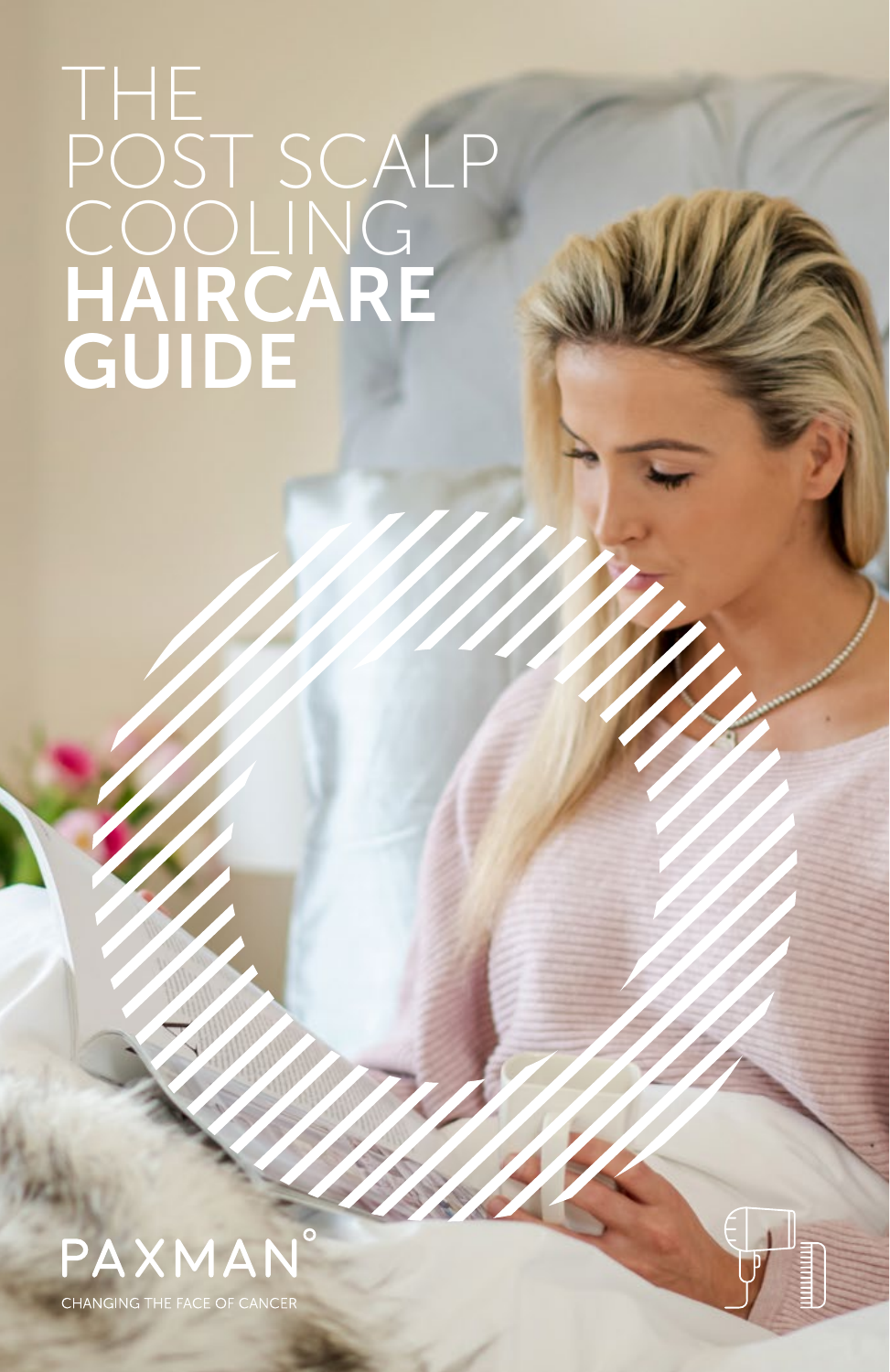# THE POST SCALP COOLING **HAIRCARE GUIDE**

PAXMAN°

CHANGING THE FACE OF CANCER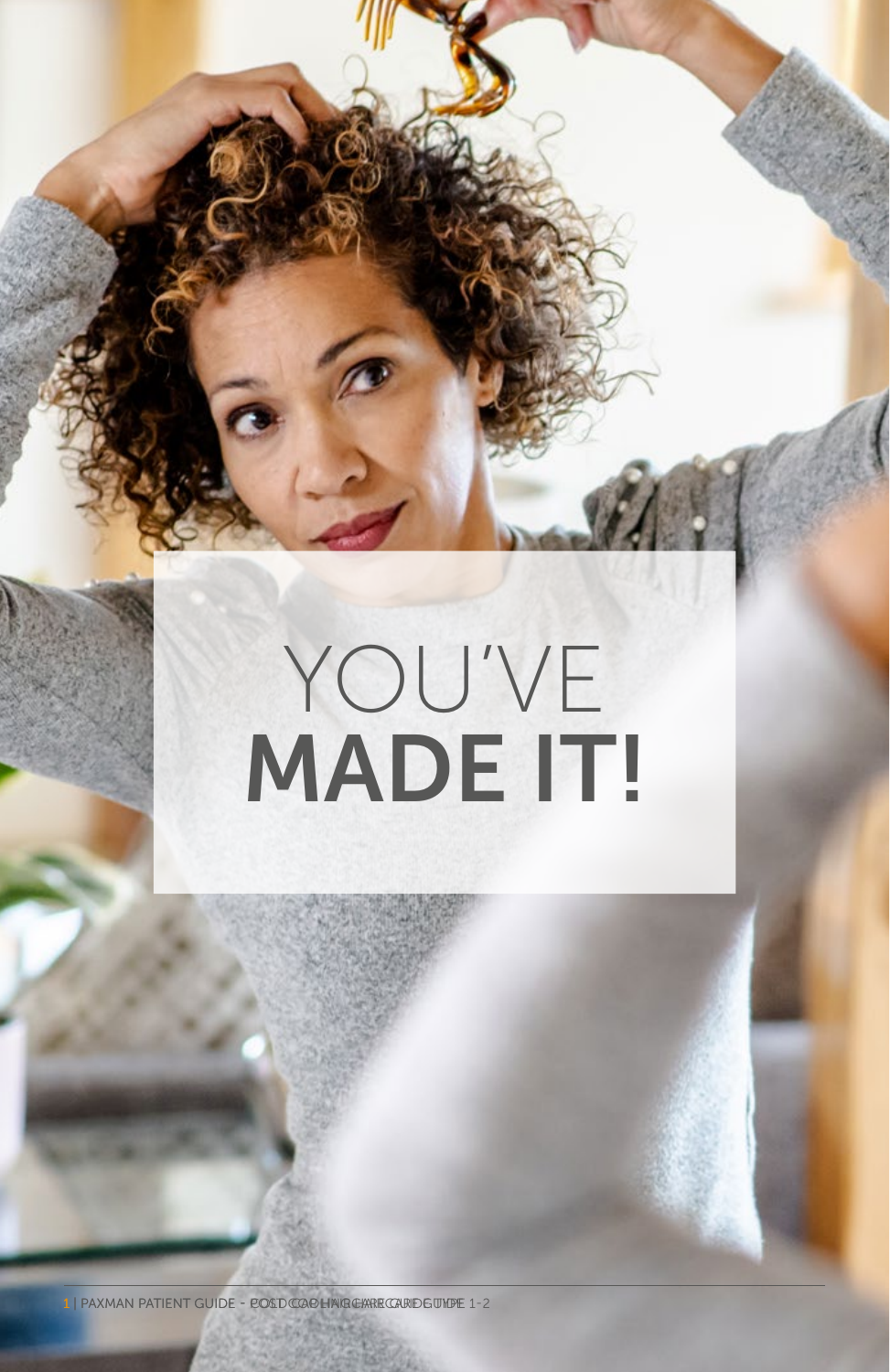# YOU'VE **MADE IT!**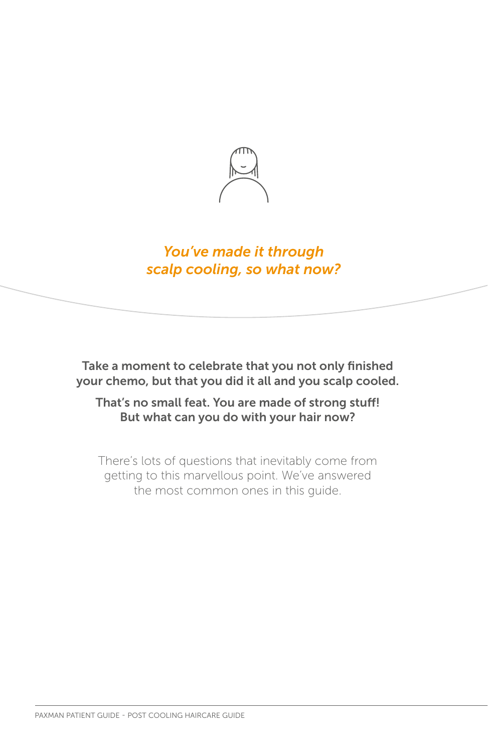## *You've made it through scalp cooling, so what now?*

**Take a moment to celebrate that you not only finished your chemo, but that you did it all and you scalp cooled.**

**That's no small feat. You are made of strong stuff! But what can you do with your hair now?**

There's lots of questions that inevitably come from getting to this marvellous point. We've answered the most common ones in this guide.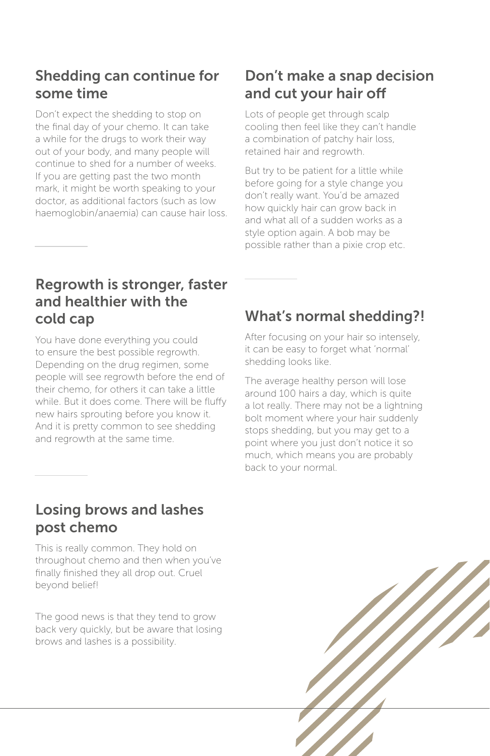## Shedding can continue for some time

Don't expect the shedding to stop on the final day of your chemo. It can take a while for the drugs to work their way out of your body, and many people will continue to shed for a number of weeks. If you are getting past the two month mark, it might be worth speaking to your doctor, as additional factors (such as low haemoglobin/anaemia) can cause hair loss.

## Regrowth is stronger, faster and healthier with the cold cap

You have done everything you could to ensure the best possible regrowth. Depending on the drug regimen, some people will see regrowth before the end of their chemo, for others it can take a little while. But it does come. There will be fluffy new hairs sprouting before you know it. And it is pretty common to see shedding and regrowth at the same time.

## Losing brows and lashes post chemo

This is really common. They hold on throughout chemo and then when you've finally finished they all drop out. Cruel beyond belief!

The good news is that they tend to grow back very quickly, but be aware that losing brows and lashes is a possibility.

## Don't make a snap decision and cut your hair off

Lots of people get through scalp cooling then feel like they can't handle a combination of patchy hair loss, retained hair and regrowth.

But try to be patient for a little while before going for a style change you don't really want. You'd be amazed how quickly hair can grow back in and what all of a sudden works as a style option again. A bob may be possible rather than a pixie crop etc.

## What's normal shedding?!

After focusing on your hair so intensely, it can be easy to forget what 'normal' shedding looks like.

The average healthy person will lose around 100 hairs a day, which is quite a lot really. There may not be a lightning bolt moment where your hair suddenly stops shedding, but you may get to a point where you just don't notice it so much, which means you are probably back to your normal.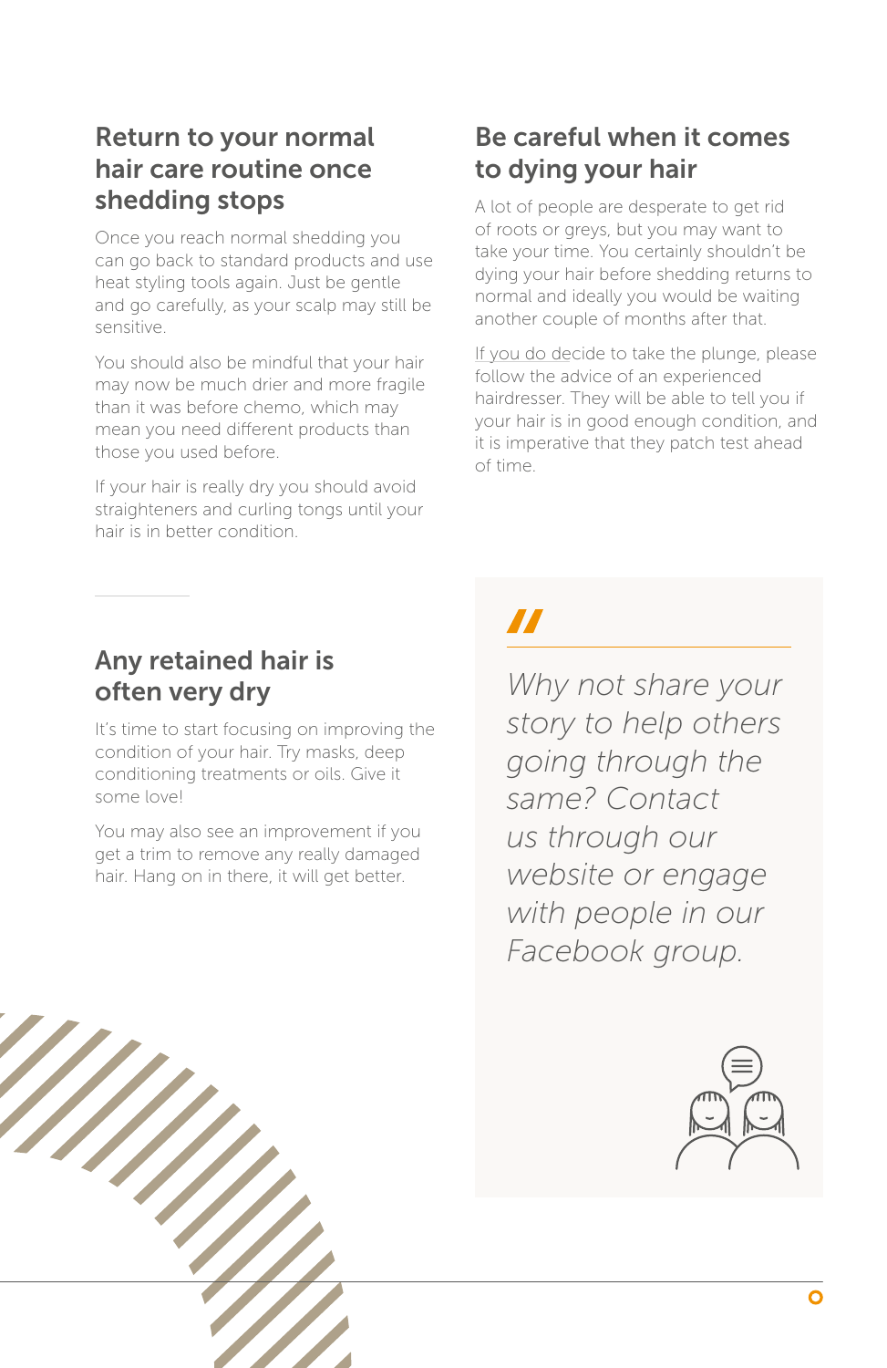## Return to your normal hair care routine once shedding stops

Once you reach normal shedding you can go back to standard products and use heat styling tools again. Just be gentle and go carefully, as your scalp may still be sensitive.

You should also be mindful that your hair may now be much drier and more fragile than it was before chemo, which may mean you need different products than those you used before.

If your hair is really dry you should avoid straighteners and curling tongs until your hair is in better condition.

## Any retained hair is often very dry

It's time to start focusing on improving the condition of your hair. Try masks, deep conditioning treatments or oils. Give it some love!

You may also see an improvement if you get a trim to remove any really damaged hair. Hang on in there, it will get better.

## Be careful when it comes to dying your hair

A lot of people are desperate to get rid of roots or greys, but you may want to take your time. You certainly shouldn't be dying your hair before shedding returns to normal and ideally you would be waiting another couple of months after that.

If you do decide to take the plunge, please follow the advice of an experienced hairdresser. They will be able to tell you if your hair is in good enough condition, and it is imperative that they patch test ahead of time.

> *Why not share your story to help others going through the same? Contact us through our website or engage with people in our Facebook group.*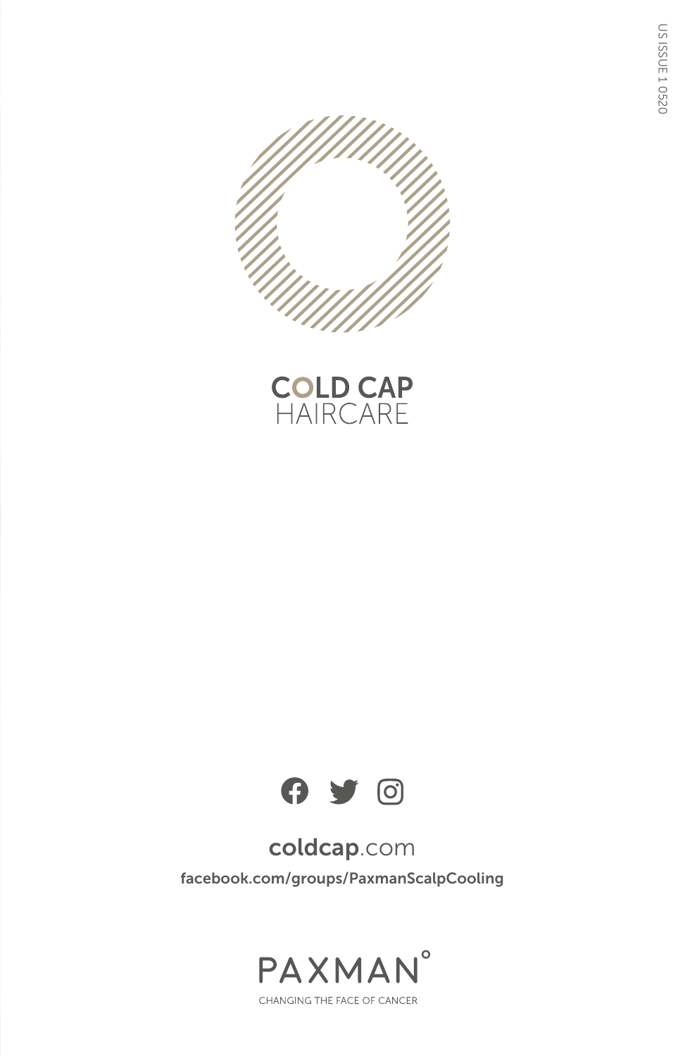US ISSUE 1 0520

COLD CAP
HAIRCARE

**coldcap**.com

facebook.com/groups/PaxmanScalpCooling

PAXMAN°

CHANGING THE FACE OF CANCER